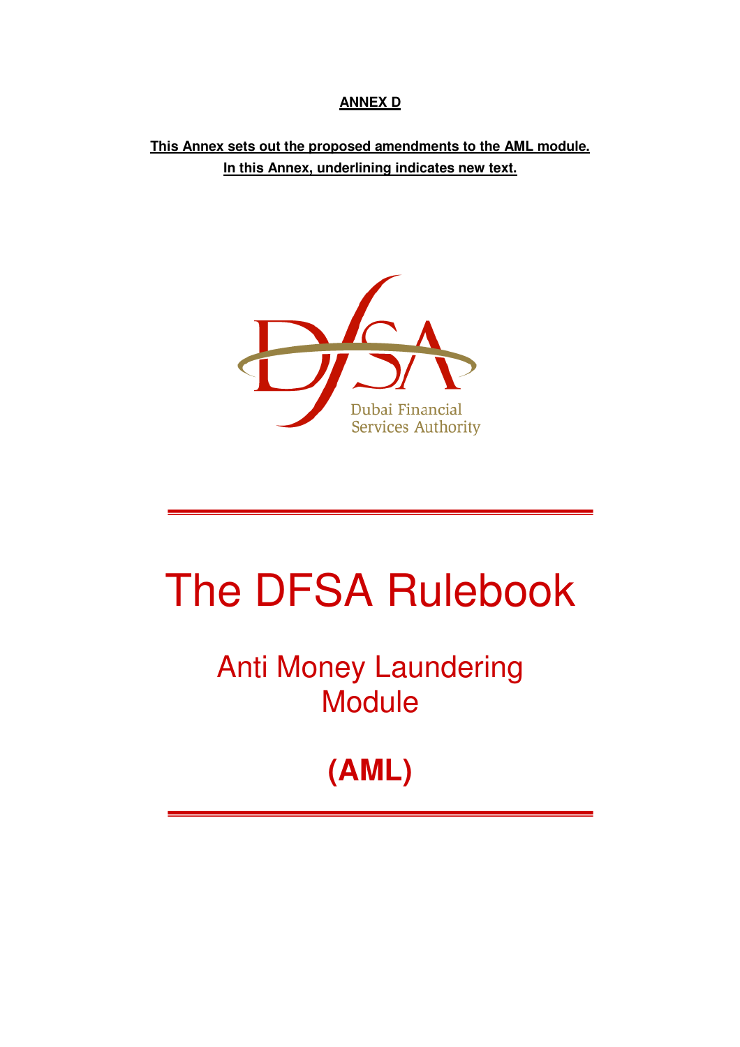**ANNEX D**

**This Annex sets out the proposed amendments to the AML module.**
**In this Annex, underlining indicates new text.**

Dubai Financial Services Authority

# The DFSA Rulebook

## Anti Money Laundering Module

## (AML)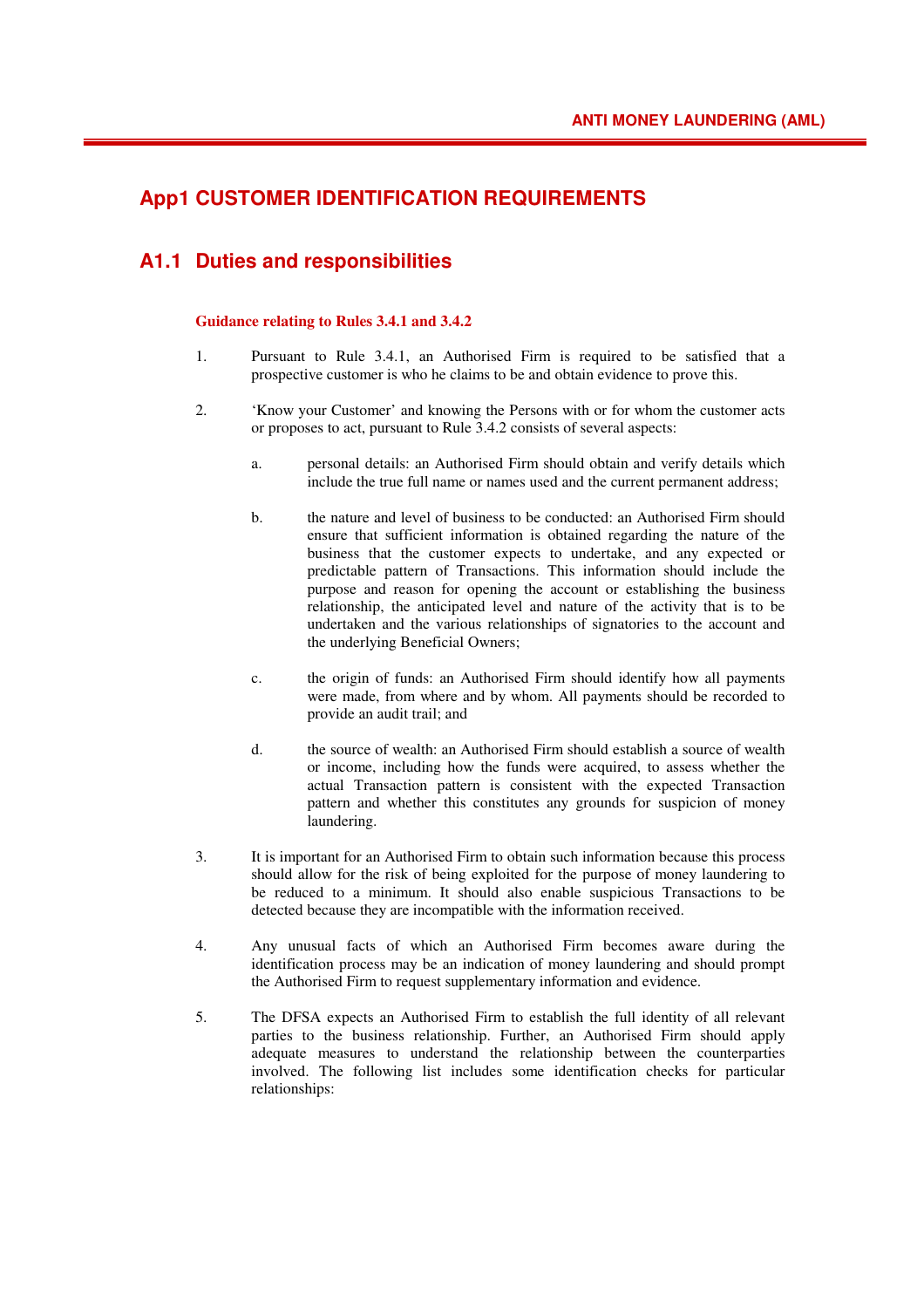# App1 CUSTOMER IDENTIFICATION REQUIREMENTS

## A1.1 Duties and responsibilities

**Guidance relating to Rules 3.4.1 and 3.4.2**

1. Pursuant to Rule 3.4.1, an Authorised Firm is required to be satisfied that a prospective customer is who he claims to be and obtain evidence to prove this.

2. 'Know your Customer' and knowing the Persons with or for whom the customer acts or proposes to act, pursuant to Rule 3.4.2 consists of several aspects:

   a. personal details: an Authorised Firm should obtain and verify details which include the true full name or names used and the current permanent address;

   b. the nature and level of business to be conducted: an Authorised Firm should ensure that sufficient information is obtained regarding the nature of the business that the customer expects to undertake, and any expected or predictable pattern of Transactions. This information should include the purpose and reason for opening the account or establishing the business relationship, the anticipated level and nature of the activity that is to be undertaken and the various relationships of signatories to the account and the underlying Beneficial Owners;

   c. the origin of funds: an Authorised Firm should identify how all payments were made, from where and by whom. All payments should be recorded to provide an audit trail; and

   d. the source of wealth: an Authorised Firm should establish a source of wealth or income, including how the funds were acquired, to assess whether the actual Transaction pattern is consistent with the expected Transaction pattern and whether this constitutes any grounds for suspicion of money laundering.

3. It is important for an Authorised Firm to obtain such information because this process should allow for the risk of being exploited for the purpose of money laundering to be reduced to a minimum. It should also enable suspicious Transactions to be detected because they are incompatible with the information received.

4. Any unusual facts of which an Authorised Firm becomes aware during the identification process may be an indication of money laundering and should prompt the Authorised Firm to request supplementary information and evidence.

5. The DFSA expects an Authorised Firm to establish the full identity of all relevant parties to the business relationship. Further, an Authorised Firm should apply adequate measures to understand the relationship between the counterparties involved. The following list includes some identification checks for particular relationships: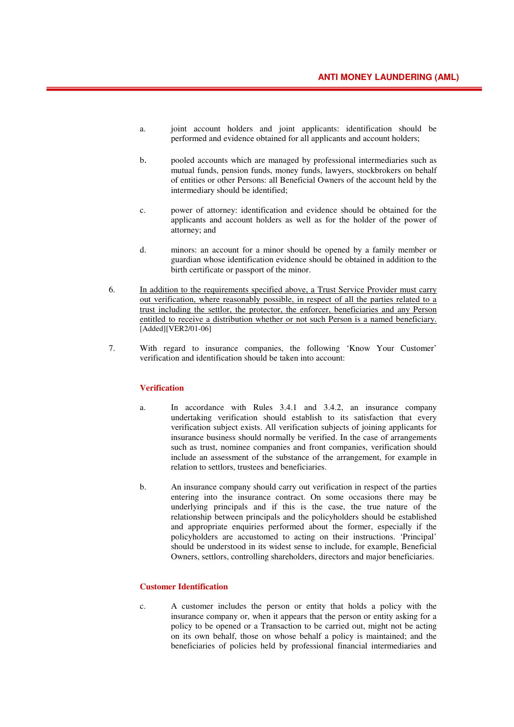a. joint account holders and joint applicants: identification should be performed and evidence obtained for all applicants and account holders;

b. pooled accounts which are managed by professional intermediaries such as mutual funds, pension funds, money funds, lawyers, stockbrokers on behalf of entities or other Persons: all Beneficial Owners of the account held by the intermediary should be identified;

c. power of attorney: identification and evidence should be obtained for the applicants and account holders as well as for the holder of the power of attorney; and

d. minors: an account for a minor should be opened by a family member or guardian whose identification evidence should be obtained in addition to the birth certificate or passport of the minor.

6. <u>In addition to the requirements specified above, a Trust Service Provider must carry out verification, where reasonably possible, in respect of all the parties related to a trust including the settlor, the protector, the enforcer, beneficiaries and any Person entitled to receive a distribution whether or not such Person is a named beneficiary.</u> [Added][VER2/01-06]

7. With regard to insurance companies, the following 'Know Your Customer' verification and identification should be taken into account:

### Verification

a. In accordance with Rules 3.4.1 and 3.4.2, an insurance company undertaking verification should establish to its satisfaction that every verification subject exists. All verification subjects of joining applicants for insurance business should normally be verified. In the case of arrangements such as trust, nominee companies and front companies, verification should include an assessment of the substance of the arrangement, for example in relation to settlors, trustees and beneficiaries.

b. An insurance company should carry out verification in respect of the parties entering into the insurance contract. On some occasions there may be underlying principals and if this is the case, the true nature of the relationship between principals and the policyholders should be established and appropriate enquiries performed about the former, especially if the policyholders are accustomed to acting on their instructions. 'Principal' should be understood in its widest sense to include, for example, Beneficial Owners, settlors, controlling shareholders, directors and major beneficiaries.

### Customer Identification

c. A customer includes the person or entity that holds a policy with the insurance company or, when it appears that the person or entity asking for a policy to be opened or a Transaction to be carried out, might not be acting on its own behalf, those on whose behalf a policy is maintained; and the beneficiaries of policies held by professional financial intermediaries and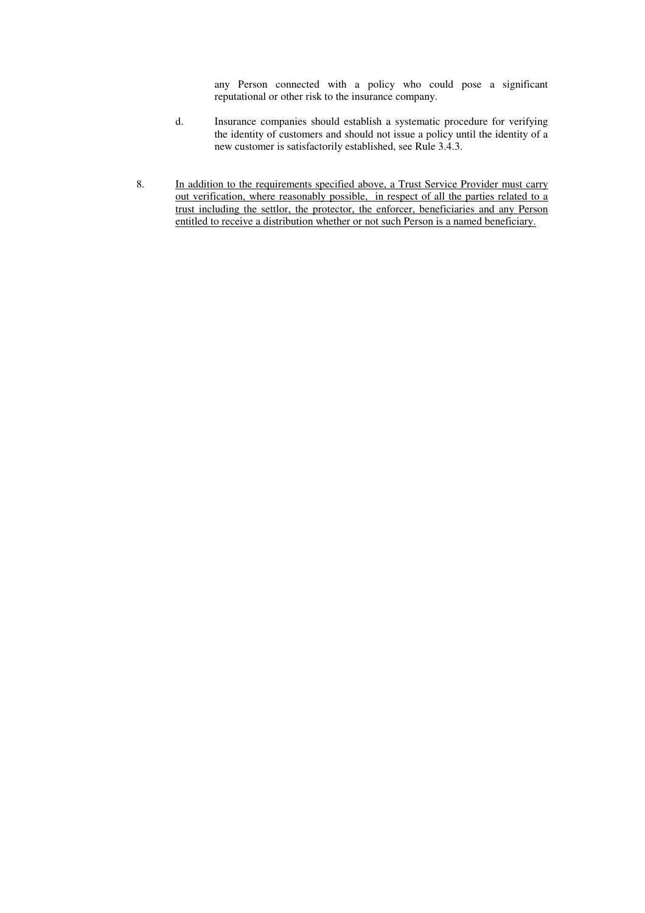any Person connected with a policy who could pose a significant reputational or other risk to the insurance company.

d. Insurance companies should establish a systematic procedure for verifying the identity of customers and should not issue a policy until the identity of a new customer is satisfactorily established, see Rule 3.4.3.

8. <u>In addition to the requirements specified above, a Trust Service Provider must carry out verification, where reasonably possible, in respect of all the parties related to a trust including the settlor, the protector, the enforcer, beneficiaries and any Person entitled to receive a distribution whether or not such Person is a named beneficiary.</u>